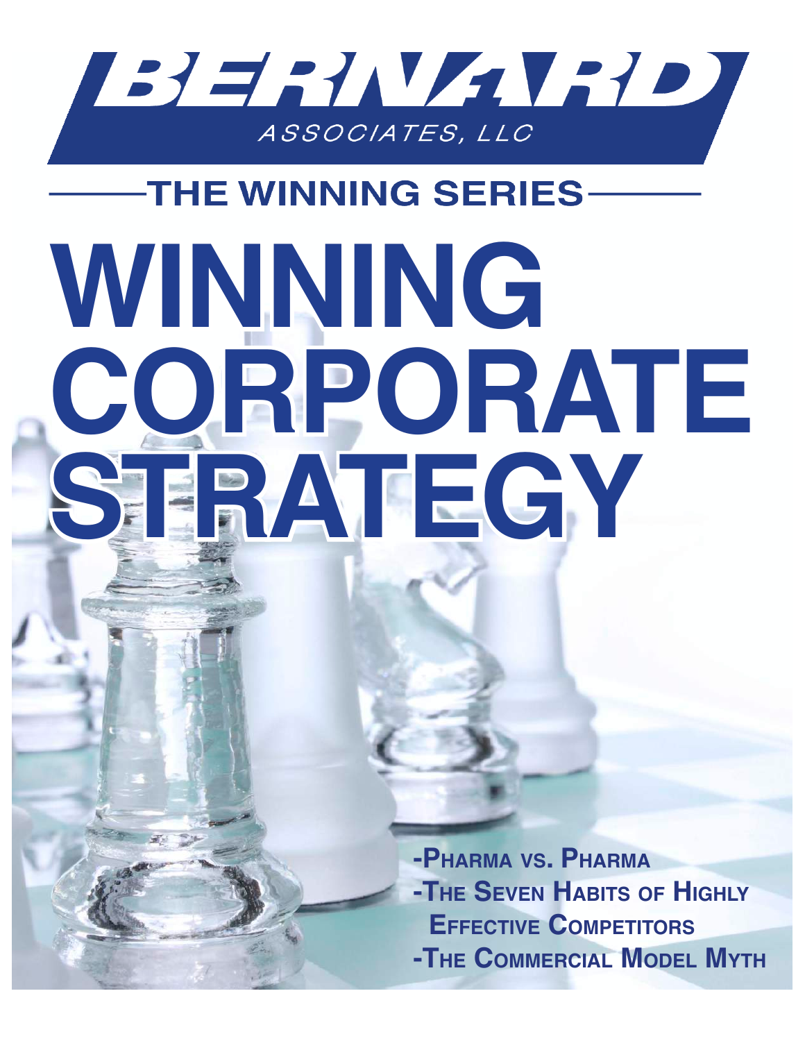# BERNARD

ASSOCIATES, LLC

## THE WINNING SERIES

# WINNING CORPORATE STRATEGY

- -Pharma vs. Pharma
- -The Seven Habits of Highly Effective Competitors
- -The Commercial Model Myth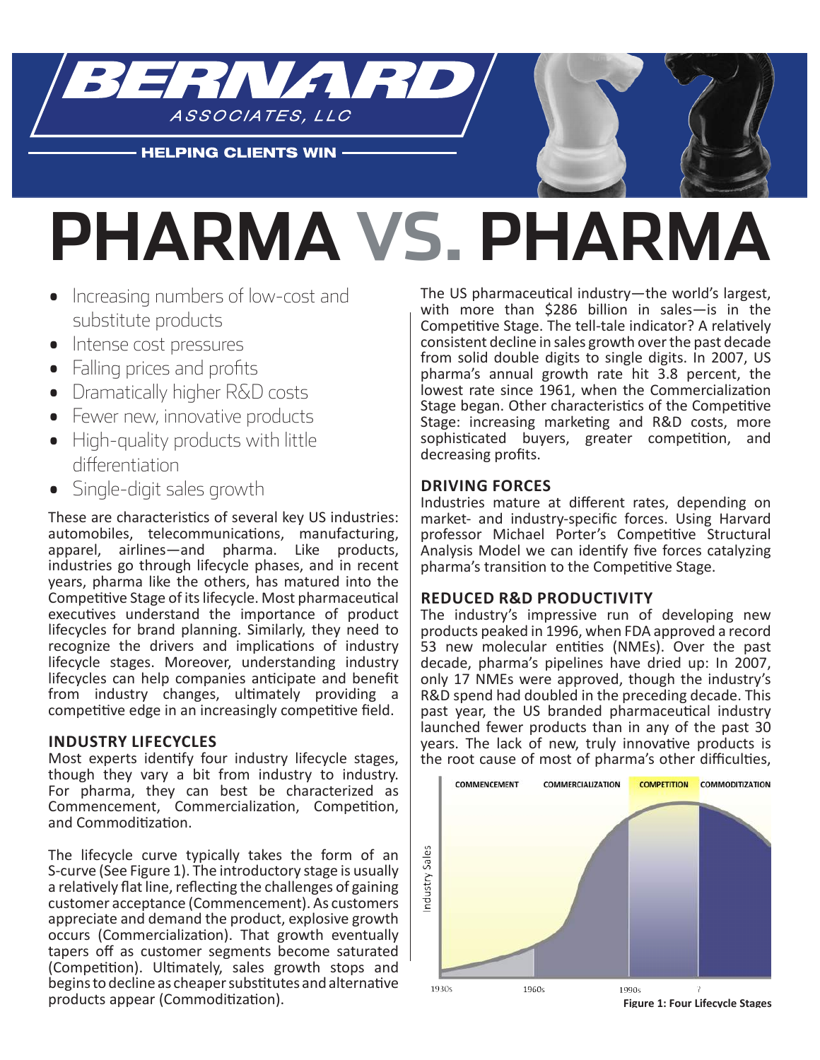# PHARMA VS. PHARMA

- Increasing numbers of low-cost and substitute products
- Intense cost pressures
- Falling prices and profits
- Dramatically higher R&D costs
- Fewer new, innovative products
- High-quality products with little differentiation
- Single-digit sales growth

These are characteristics of several key US industries: automobiles, telecommunications, manufacturing, apparel, airlines—and pharma. Like products, industries go through lifecycle phases, and in recent years, pharma like the others, has matured into the Competitive Stage of its lifecycle. Most pharmaceutical executives understand the importance of product lifecycles for brand planning. Similarly, they need to recognize the drivers and implications of industry lifecycle stages. Moreover, understanding industry lifecycles can help companies anticipate and benefit from industry changes, ultimately providing a competitive edge in an increasingly competitive field.

## INDUSTRY LIFECYCLES

Most experts identify four industry lifecycle stages, though they vary a bit from industry to industry. For pharma, they can best be characterized as Commencement, Commercialization, Competition, and Commoditization.

The lifecycle curve typically takes the form of an S-curve (See Figure 1). The introductory stage is usually a relatively flat line, reflecting the challenges of gaining customer acceptance (Commencement). As customers appreciate and demand the product, explosive growth occurs (Commercialization). That growth eventually tapers off as customer segments become saturated (Competition). Ultimately, sales growth stops and begins to decline as cheaper substitutes and alternative products appear (Commoditization).

The US pharmaceutical industry—the world's largest, with more than $286 billion in sales—is in the Competitive Stage. The tell-tale indicator? A relatively consistent decline in sales growth over the past decade from solid double digits to single digits. In 2007, US pharma's annual growth rate hit 3.8 percent, the lowest rate since 1961, when the Commercialization Stage began. Other characteristics of the Competitive Stage: increasing marketing and R&D costs, more sophisticated buyers, greater competition, and decreasing profits.

## DRIVING FORCES

Industries mature at different rates, depending on market- and industry-specific forces. Using Harvard professor Michael Porter's Competitive Structural Analysis Model we can identify five forces catalyzing pharma's transition to the Competitive Stage.

## REDUCED R&D PRODUCTIVITY

The industry's impressive run of developing new products peaked in 1996, when FDA approved a record 53 new molecular entities (NMEs). Over the past decade, pharma's pipelines have dried up: In 2007, only 17 NMEs were approved, though the industry's R&D spend had doubled in the preceding decade. This past year, the US branded pharmaceutical industry launched fewer products than in any of the past 30 years. The lack of new, truly innovative products is the root cause of most of pharma's other difficulties,

COMMENCEMENT | COMMERCIALIZATION | COMPETITION | COMMODITIZATION

Industry Sales

1930s | 1960s | 1990s | ?

**Figure 1: Four Lifecycle Stages**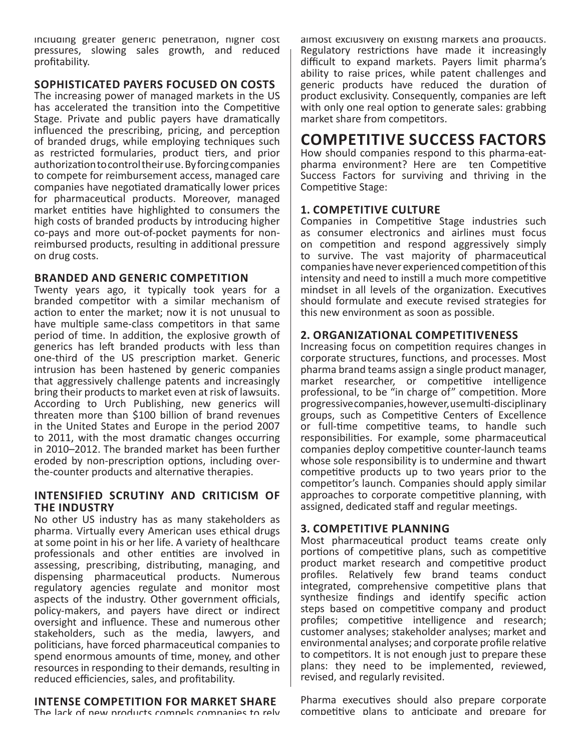including greater generic penetration, higher cost pressures, slowing sales growth, and reduced profitability.

### SOPHISTICATED PAYERS FOCUSED ON COSTS

The increasing power of managed markets in the US has accelerated the transition into the Competitive Stage. Private and public payers have dramatically influenced the prescribing, pricing, and perception of branded drugs, while employing techniques such as restricted formularies, product tiers, and prior authorization to control their use. By forcing companies to compete for reimbursement access, managed care companies have negotiated dramatically lower prices for pharmaceutical products. Moreover, managed market entities have highlighted to consumers the high costs of branded products by introducing higher co-pays and more out-of-pocket payments for non-reimbursed products, resulting in additional pressure on drug costs.

### BRANDED AND GENERIC COMPETITION

Twenty years ago, it typically took years for a branded competitor with a similar mechanism of action to enter the market; now it is not unusual to have multiple same-class competitors in that same period of time. In addition, the explosive growth of generics has left branded products with less than one-third of the US prescription market. Generic intrusion has been hastened by generic companies that aggressively challenge patents and increasingly bring their products to market even at risk of lawsuits. According to Urch Publishing, new generics will threaten more than $100 billion of brand revenues in the United States and Europe in the period 2007 to 2011, with the most dramatic changes occurring in 2010–2012. The branded market has been further eroded by non-prescription options, including over-the-counter products and alternative therapies.

### INTENSIFIED SCRUTINY AND CRITICISM OF THE INDUSTRY

No other US industry has as many stakeholders as pharma. Virtually every American uses ethical drugs at some point in his or her life. A variety of healthcare professionals and other entities are involved in assessing, prescribing, distributing, managing, and dispensing pharmaceutical products. Numerous regulatory agencies regulate and monitor most aspects of the industry. Other government officials, policy-makers, and payers have direct or indirect oversight and influence. These and numerous other stakeholders, such as the media, lawyers, and politicians, have forced pharmaceutical companies to spend enormous amounts of time, money, and other resources in responding to their demands, resulting in reduced efficiencies, sales, and profitability.

### INTENSE COMPETITION FOR MARKET SHARE

The lack of new products compels companies to rely almost exclusively on existing markets and products. Regulatory restrictions have made it increasingly difficult to expand markets. Payers limit pharma's ability to raise prices, while patent challenges and generic products have reduced the duration of product exclusivity. Consequently, companies are left with only one real option to generate sales: grabbing market share from competitors.

## COMPETITIVE SUCCESS FACTORS

How should companies respond to this pharma-eat-pharma environment? Here are ten Competitive Success Factors for surviving and thriving in the Competitive Stage:

### 1. COMPETITIVE CULTURE

Companies in Competitive Stage industries such as consumer electronics and airlines must focus on competition and respond aggressively simply to survive. The vast majority of pharmaceutical companies have never experienced competition of this intensity and need to instill a much more competitive mindset in all levels of the organization. Executives should formulate and execute revised strategies for this new environment as soon as possible.

### 2. ORGANIZATIONAL COMPETITIVENESS

Increasing focus on competition requires changes in corporate structures, functions, and processes. Most pharma brand teams assign a single product manager, market researcher, or competitive intelligence professional, to be "in charge of" competition. More progressive companies, however, use multi-disciplinary groups, such as Competitive Centers of Excellence or full-time competitive teams, to handle such responsibilities. For example, some pharmaceutical companies deploy competitive counter-launch teams whose sole responsibility is to undermine and thwart competitive products up to two years prior to the competitor's launch. Companies should apply similar approaches to corporate competitive planning, with assigned, dedicated staff and regular meetings.

### 3. COMPETITIVE PLANNING

Most pharmaceutical product teams create only portions of competitive plans, such as competitive product market research and competitive product profiles. Relatively few brand teams conduct integrated, comprehensive competitive plans that synthesize findings and identify specific action steps based on competitive company and product profiles; competitive intelligence and research; customer analyses; stakeholder analyses; market and environmental analyses; and corporate profile relative to competitors. It is not enough just to prepare these plans: they need to be implemented, reviewed, revised, and regularly revisited.

Pharma executives should also prepare corporate competitive plans to anticipate and prepare for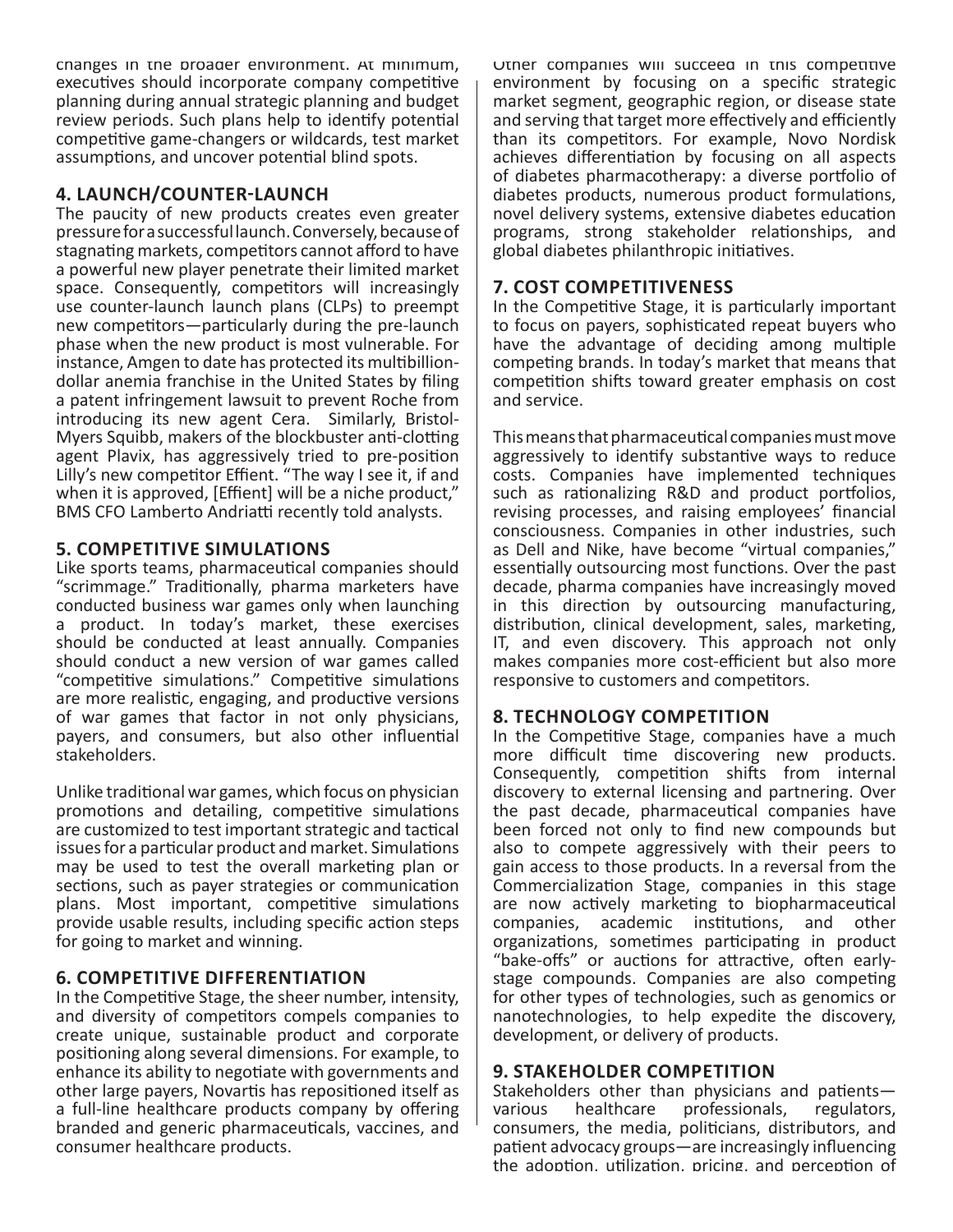changes in the broader environment. At minimum, executives should incorporate company competitive planning during annual strategic planning and budget review periods. Such plans help to identify potential competitive game-changers or wildcards, test market assumptions, and uncover potential blind spots.

## 4. LAUNCH/COUNTER-LAUNCH

The paucity of new products creates even greater pressure for a successful launch. Conversely, because of stagnating markets, competitors cannot afford to have a powerful new player penetrate their limited market space. Consequently, competitors will increasingly use counter-launch launch plans (CLPs) to preempt new competitors—particularly during the pre-launch phase when the new product is most vulnerable. For instance, Amgen to date has protected its multibillion-dollar anemia franchise in the United States by filing a patent infringement lawsuit to prevent Roche from introducing its new agent Cera. Similarly, Bristol-Myers Squibb, makers of the blockbuster anti-clotting agent Plavix, has aggressively tried to pre-position Lilly's new competitor Effient. "The way I see it, if and when it is approved, [Effient] will be a niche product," BMS CFO Lamberto Andriatti recently told analysts.

## 5. COMPETITIVE SIMULATIONS

Like sports teams, pharmaceutical companies should "scrimmage." Traditionally, pharma marketers have conducted business war games only when launching a product. In today's market, these exercises should be conducted at least annually. Companies should conduct a new version of war games called "competitive simulations." Competitive simulations are more realistic, engaging, and productive versions of war games that factor in not only physicians, payers, and consumers, but also other influential stakeholders.

Unlike traditional war games, which focus on physician promotions and detailing, competitive simulations are customized to test important strategic and tactical issues for a particular product and market. Simulations may be used to test the overall marketing plan or sections, such as payer strategies or communication plans. Most important, competitive simulations provide usable results, including specific action steps for going to market and winning.

## 6. COMPETITIVE DIFFERENTIATION

In the Competitive Stage, the sheer number, intensity, and diversity of competitors compels companies to create unique, sustainable product and corporate positioning along several dimensions. For example, to enhance its ability to negotiate with governments and other large payers, Novartis has repositioned itself as a full-line healthcare products company by offering branded and generic pharmaceuticals, vaccines, and consumer healthcare products.

Other companies will succeed in this competitive environment by focusing on a specific strategic market segment, geographic region, or disease state and serving that target more effectively and efficiently than its competitors. For example, Novo Nordisk achieves differentiation by focusing on all aspects of diabetes pharmacotherapy: a diverse portfolio of diabetes products, numerous product formulations, novel delivery systems, extensive diabetes education programs, strong stakeholder relationships, and global diabetes philanthropic initiatives.

## 7. COST COMPETITIVENESS

In the Competitive Stage, it is particularly important to focus on payers, sophisticated repeat buyers who have the advantage of deciding among multiple competing brands. In today's market that means that competition shifts toward greater emphasis on cost and service.

This means that pharmaceutical companies must move aggressively to identify substantive ways to reduce costs. Companies have implemented techniques such as rationalizing R&D and product portfolios, revising processes, and raising employees' financial consciousness. Companies in other industries, such as Dell and Nike, have become "virtual companies," essentially outsourcing most functions. Over the past decade, pharma companies have increasingly moved in this direction by outsourcing manufacturing, distribution, clinical development, sales, marketing, IT, and even discovery. This approach not only makes companies more cost-efficient but also more responsive to customers and competitors.

## 8. TECHNOLOGY COMPETITION

In the Competitive Stage, companies have a much more difficult time discovering new products. Consequently, competition shifts from internal discovery to external licensing and partnering. Over the past decade, pharmaceutical companies have been forced not only to find new compounds but also to compete aggressively with their peers to gain access to those products. In a reversal from the Commercialization Stage, companies in this stage are now actively marketing to biopharmaceutical companies, academic institutions, and other organizations, sometimes participating in product "bake-offs" or auctions for attractive, often early-stage compounds. Companies are also competing for other types of technologies, such as genomics or nanotechnologies, to help expedite the discovery, development, or delivery of products.

## 9. STAKEHOLDER COMPETITION

Stakeholders other than physicians and patients—various healthcare professionals, regulators, consumers, the media, politicians, distributors, and patient advocacy groups—are increasingly influencing the adoption, utilization, pricing, and perception of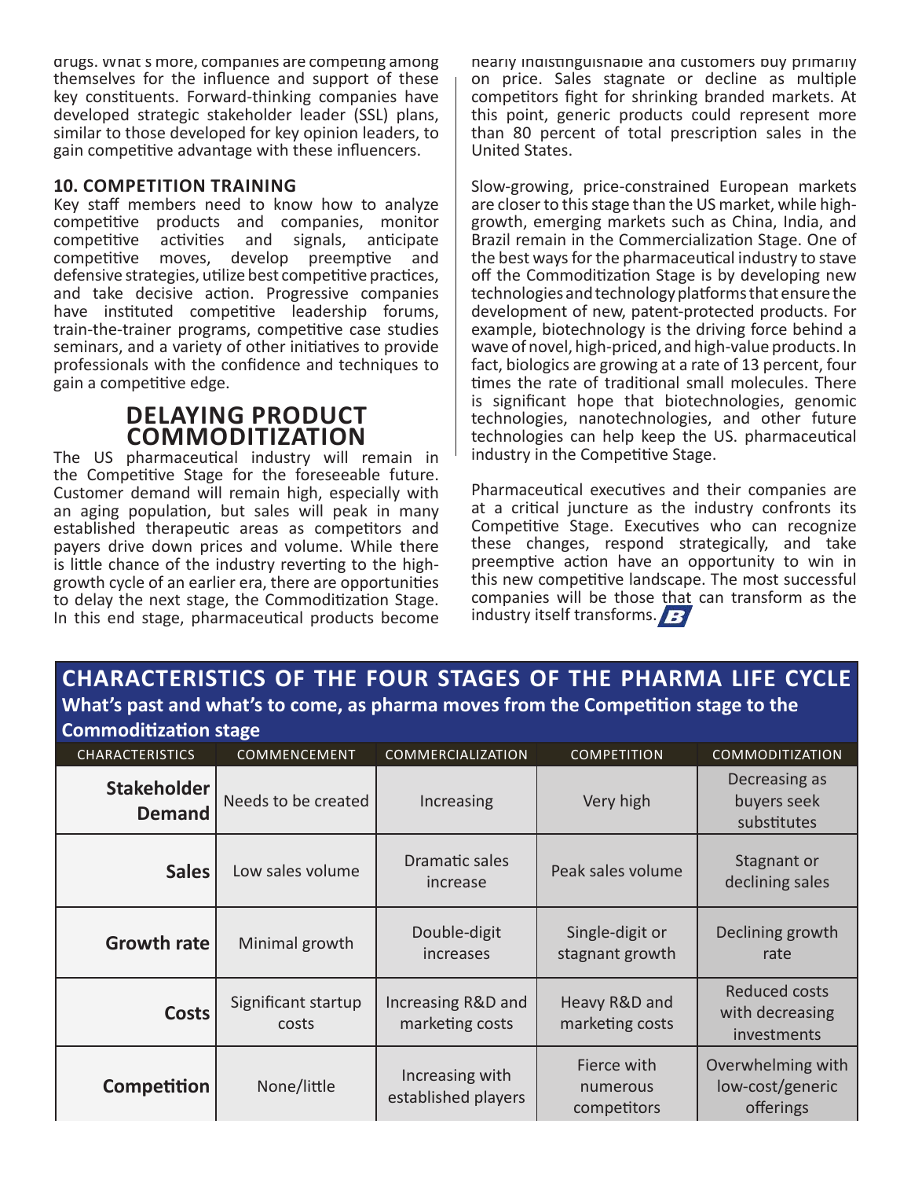drugs. What's more, companies are competing among themselves for the influence and support of these key constituents. Forward-thinking companies have developed strategic stakeholder leader (SSL) plans, similar to those developed for key opinion leaders, to gain competitive advantage with these influencers.

**10. COMPETITION TRAINING**

Key staff members need to know how to analyze competitive products and companies, monitor competitive activities and signals, anticipate competitive moves, develop preemptive and defensive strategies, utilize best competitive practices, and take decisive action. Progressive companies have instituted competitive leadership forums, train-the-trainer programs, competitive case studies seminars, and a variety of other initiatives to provide professionals with the confidence and techniques to gain a competitive edge.

## DELAYING PRODUCT COMMODITIZATION

The US pharmaceutical industry will remain in the Competitive Stage for the foreseeable future. Customer demand will remain high, especially with an aging population, but sales will peak in many established therapeutic areas as competitors and payers drive down prices and volume. While there is little chance of the industry reverting to the high-growth cycle of an earlier era, there are opportunities to delay the next stage, the Commoditization Stage. In this end stage, pharmaceutical products become nearly indistinguishable and customers buy primarily on price. Sales stagnate or decline as multiple competitors fight for shrinking branded markets. At this point, generic products could represent more than 80 percent of total prescription sales in the United States.

Slow-growing, price-constrained European markets are closer to this stage than the US market, while high-growth, emerging markets such as China, India, and Brazil remain in the Commercialization Stage. One of the best ways for the pharmaceutical industry to stave off the Commoditization Stage is by developing new technologies and technology platforms that ensure the development of new, patent-protected products. For example, biotechnology is the driving force behind a wave of novel, high-priced, and high-value products. In fact, biologics are growing at a rate of 13 percent, four times the rate of traditional small molecules. There is significant hope that biotechnologies, genomic technologies, nanotechnologies, and other future technologies can help keep the US. pharmaceutical industry in the Competitive Stage.

Pharmaceutical executives and their companies are at a critical juncture as the industry confronts its Competitive Stage. Executives who can recognize these changes, respond strategically, and take preemptive action have an opportunity to win in this new competitive landscape. The most successful companies will be those that can transform as the industry itself transforms.

## CHARACTERISTICS OF THE FOUR STAGES OF THE PHARMA LIFE CYCLE

**What's past and what's to come, as pharma moves from the Competition stage to the Commoditization stage**

| CHARACTERISTICS | COMMENCEMENT | COMMERCIALIZATION | COMPETITION | COMMODITIZATION |
|---|---|---|---|---|
| **Stakeholder Demand** | Needs to be created | Increasing | Very high | Decreasing as buyers seek substitutes |
| **Sales** | Low sales volume | Dramatic sales increase | Peak sales volume | Stagnant or declining sales |
| **Growth rate** | Minimal growth | Double-digit increases | Single-digit or stagnant growth | Declining growth rate |
| **Costs** | Significant startup costs | Increasing R&D and marketing costs | Heavy R&D and marketing costs | Reduced costs with decreasing investments |
| **Competition** | None/little | Increasing with established players | Fierce with numerous competitors | Overwhelming with low-cost/generic offerings |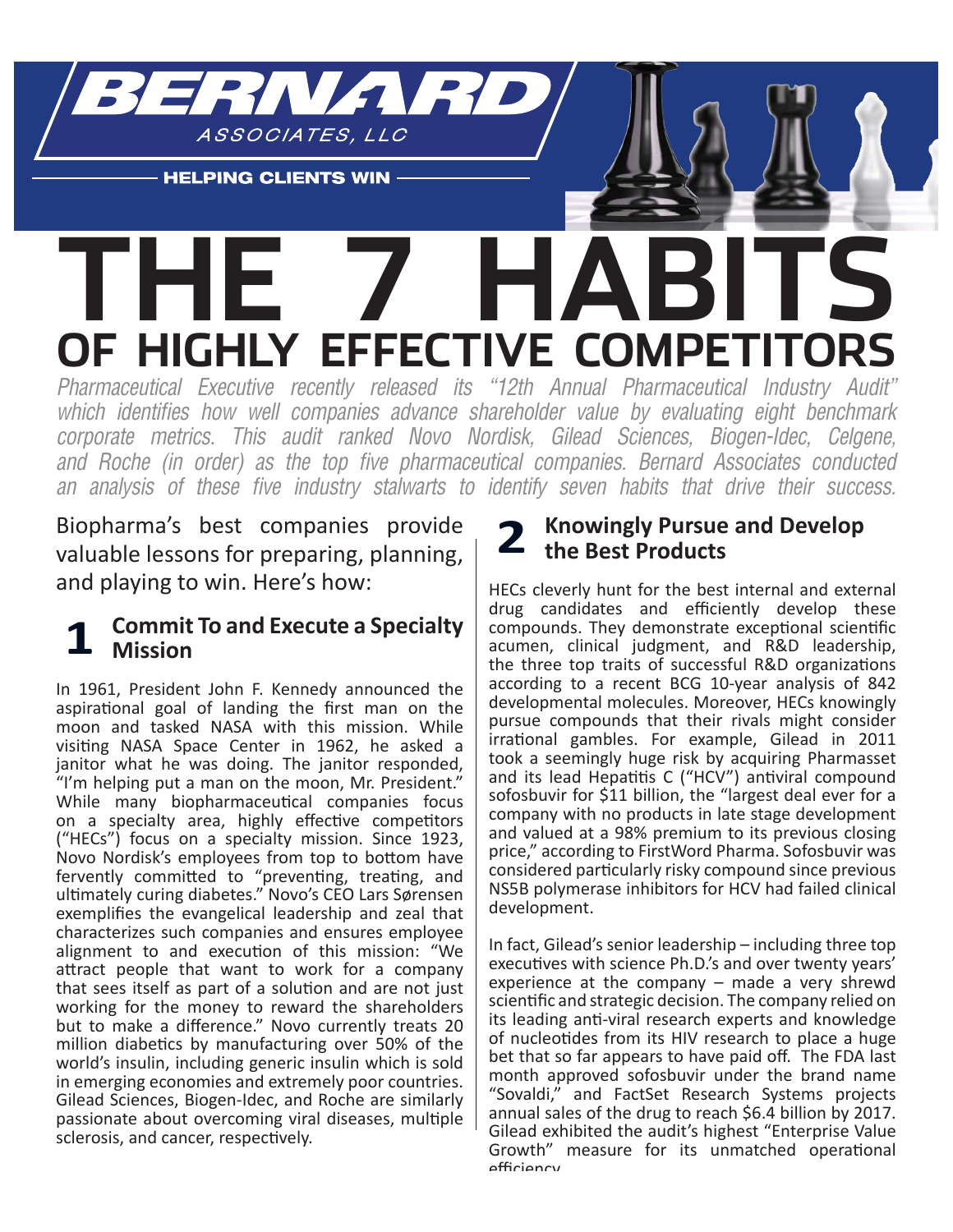BERNARD ASSOCIATES, LLC

HELPING CLIENTS WIN

# THE 7 HABITS OF HIGHLY EFFECTIVE COMPETITORS

*Pharmaceutical Executive recently released its "12th Annual Pharmaceutical Industry Audit" which identifies how well companies advance shareholder value by evaluating eight benchmark corporate metrics. This audit ranked Novo Nordisk, Gilead Sciences, Biogen-Idec, Celgene, and Roche (in order) as the top five pharmaceutical companies. Bernard Associates conducted an analysis of these five industry stalwarts to identify seven habits that drive their success.*

Biopharma's best companies provide valuable lessons for preparing, planning, and playing to win. Here's how:

## 1 Commit To and Execute a Specialty Mission

In 1961, President John F. Kennedy announced the aspirational goal of landing the first man on the moon and tasked NASA with this mission. While visiting NASA Space Center in 1962, he asked a janitor what he was doing. The janitor responded, "I'm helping put a man on the moon, Mr. President." While many biopharmaceutical companies focus on a specialty area, highly effective competitors ("HECs") focus on a specialty mission. Since 1923, Novo Nordisk's employees from top to bottom have fervently committed to "preventing, treating, and ultimately curing diabetes." Novo's CEO Lars Sørensen exemplifies the evangelical leadership and zeal that characterizes such companies and ensures employee alignment to and execution of this mission: "We attract people that want to work for a company that sees itself as part of a solution and are not just working for the money to reward the shareholders but to make a difference." Novo currently treats 20 million diabetics by manufacturing over 50% of the world's insulin, including generic insulin which is sold in emerging economies and extremely poor countries. Gilead Sciences, Biogen-Idec, and Roche are similarly passionate about overcoming viral diseases, multiple sclerosis, and cancer, respectively.

## 2 Knowingly Pursue and Develop the Best Products

HECs cleverly hunt for the best internal and external drug candidates and efficiently develop these compounds. They demonstrate exceptional scientific acumen, clinical judgment, and R&D leadership, the three top traits of successful R&D organizations according to a recent BCG 10-year analysis of 842 developmental molecules. Moreover, HECs knowingly pursue compounds that their rivals might consider irrational gambles. For example, Gilead in 2011 took a seemingly huge risk by acquiring Pharmasset and its lead Hepatitis C ("HCV") antiviral compound sofosbuvir for $11 billion, the "largest deal ever for a company with no products in late stage development and valued at a 98% premium to its previous closing price," according to FirstWord Pharma. Sofosbuvir was considered particularly risky compound since previous NS5B polymerase inhibitors for HCV had failed clinical development.

In fact, Gilead's senior leadership – including three top executives with science Ph.D.'s and over twenty years' experience at the company – made a very shrewd scientific and strategic decision. The company relied on its leading anti-viral research experts and knowledge of nucleotides from its HIV research to place a huge bet that so far appears to have paid off. The FDA last month approved sofosbuvir under the brand name "Sovaldi," and FactSet Research Systems projects annual sales of the drug to reach $6.4 billion by 2017. Gilead exhibited the audit's highest "Enterprise Value Growth" measure for its unmatched operational efficiency.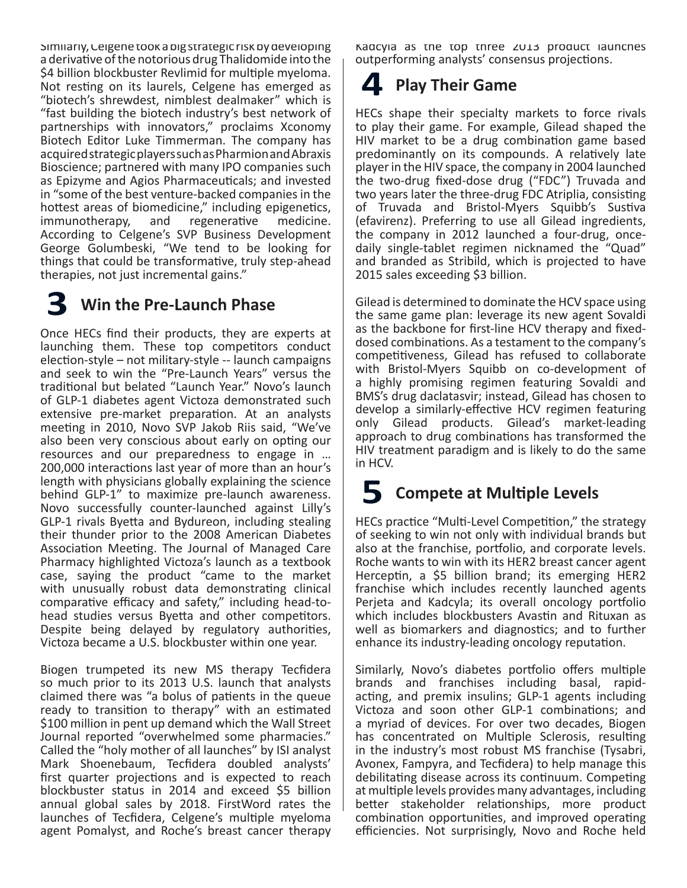Similarly, Celgene took a big strategic risk by developing a derivative of the notorious drug Thalidomide into the $4 billion blockbuster Revlimid for multiple myeloma. Not resting on its laurels, Celgene has emerged as "biotech's shrewdest, nimblest dealmaker" which is "fast building the biotech industry's best network of partnerships with innovators," proclaims Xconomy Biotech Editor Luke Timmerman. The company has acquired strategic players such as Pharmion and Abraxis Bioscience; partnered with many IPO companies such as Epizyme and Agios Pharmaceuticals; and invested in "some of the best venture-backed companies in the hottest areas of biomedicine," including epigenetics, immunotherapy, and regenerative medicine. According to Celgene's SVP Business Development George Golumbeski, "We tend to be looking for things that could be transformative, truly step-ahead therapies, not just incremental gains."

## 3 Win the Pre-Launch Phase

Once HECs find their products, they are experts at launching them. These top competitors conduct election-style – not military-style -- launch campaigns and seek to win the "Pre-Launch Years" versus the traditional but belated "Launch Year." Novo's launch of GLP-1 diabetes agent Victoza demonstrated such extensive pre-market preparation. At an analysts meeting in 2010, Novo SVP Jakob Riis said, "We've also been very conscious about early on opting our resources and our preparedness to engage in … 200,000 interactions last year of more than an hour's length with physicians globally explaining the science behind GLP-1" to maximize pre-launch awareness. Novo successfully counter-launched against Lilly's GLP-1 rivals Byetta and Bydureon, including stealing their thunder prior to the 2008 American Diabetes Association Meeting. The Journal of Managed Care Pharmacy highlighted Victoza's launch as a textbook case, saying the product "came to the market with unusually robust data demonstrating clinical comparative efficacy and safety," including head-to-head studies versus Byetta and other competitors. Despite being delayed by regulatory authorities, Victoza became a U.S. blockbuster within one year.

Biogen trumpeted its new MS therapy Tecfidera so much prior to its 2013 U.S. launch that analysts claimed there was "a bolus of patients in the queue ready to transition to therapy" with an estimated $100 million in pent up demand which the Wall Street Journal reported "overwhelmed some pharmacies." Called the "holy mother of all launches" by ISI analyst Mark Shoenebaum, Tecfidera doubled analysts' first quarter projections and is expected to reach blockbuster status in 2014 and exceed $5 billion annual global sales by 2018. FirstWord rates the launches of Tecfidera, Celgene's multiple myeloma agent Pomalyst, and Roche's breast cancer therapy Kadcyla as the top three 2013 product launches outperforming analysts' consensus projections.

## 4 Play Their Game

HECs shape their specialty markets to force rivals to play their game. For example, Gilead shaped the HIV market to be a drug combination game based predominantly on its compounds. A relatively late player in the HIV space, the company in 2004 launched the two-drug fixed-dose drug ("FDC") Truvada and two years later the three-drug FDC Atriplia, consisting of Truvada and Bristol-Myers Squibb's Sustiva (efavirenz). Preferring to use all Gilead ingredients, the company in 2012 launched a four-drug, once-daily single-tablet regimen nicknamed the "Quad" and branded as Stribild, which is projected to have 2015 sales exceeding $3 billion.

Gilead is determined to dominate the HCV space using the same game plan: leverage its new agent Sovaldi as the backbone for first-line HCV therapy and fixed-dosed combinations. As a testament to the company's competitiveness, Gilead has refused to collaborate with Bristol-Myers Squibb on co-development of a highly promising regimen featuring Sovaldi and BMS's drug daclatasvir; instead, Gilead has chosen to develop a similarly-effective HCV regimen featuring only Gilead products. Gilead's market-leading approach to drug combinations has transformed the HIV treatment paradigm and is likely to do the same in HCV.

## 5 Compete at Multiple Levels

HECs practice "Multi-Level Competition," the strategy of seeking to win not only with individual brands but also at the franchise, portfolio, and corporate levels. Roche wants to win with its HER2 breast cancer agent Herceptin, a $5 billion brand; its emerging HER2 franchise which includes recently launched agents Perjeta and Kadcyla; its overall oncology portfolio which includes blockbusters Avastin and Rituxan as well as biomarkers and diagnostics; and to further enhance its industry-leading oncology reputation.

Similarly, Novo's diabetes portfolio offers multiple brands and franchises including basal, rapid-acting, and premix insulins; GLP-1 agents including Victoza and soon other GLP-1 combinations; and a myriad of devices. For over two decades, Biogen has concentrated on Multiple Sclerosis, resulting in the industry's most robust MS franchise (Tysabri, Avonex, Fampyra, and Tecfidera) to help manage this debilitating disease across its continuum. Competing at multiple levels provides many advantages, including better stakeholder relationships, more product combination opportunities, and improved operating efficiencies. Not surprisingly, Novo and Roche held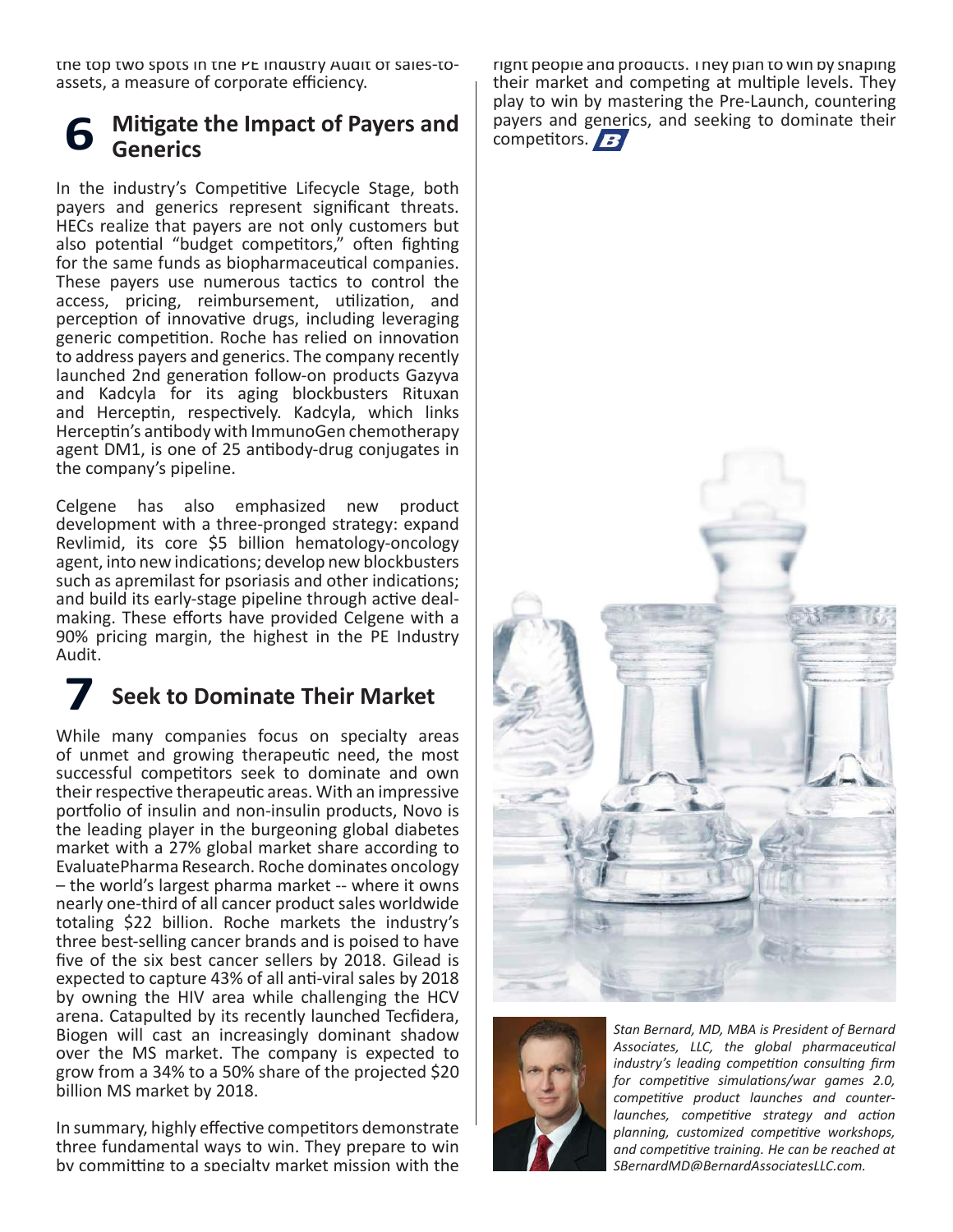the top two spots in the PE Industry Audit of sales-to-assets, a measure of corporate efficiency.

## 6 Mitigate the Impact of Payers and Generics

In the industry's Competitive Lifecycle Stage, both payers and generics represent significant threats. HECs realize that payers are not only customers but also potential "budget competitors," often fighting for the same funds as biopharmaceutical companies. These payers use numerous tactics to control the access, pricing, reimbursement, utilization, and perception of innovative drugs, including leveraging generic competition. Roche has relied on innovation to address payers and generics. The company recently launched 2nd generation follow-on products Gazyva and Kadcyla for its aging blockbusters Rituxan and Herceptin, respectively. Kadcyla, which links Herceptin's antibody with ImmunoGen chemotherapy agent DM1, is one of 25 antibody-drug conjugates in the company's pipeline.

Celgene has also emphasized new product development with a three-pronged strategy: expand Revlimid, its core $5 billion hematology-oncology agent, into new indications; develop new blockbusters such as apremilast for psoriasis and other indications; and build its early-stage pipeline through active deal-making. These efforts have provided Celgene with a 90% pricing margin, the highest in the PE Industry Audit.

## 7 Seek to Dominate Their Market

While many companies focus on specialty areas of unmet and growing therapeutic need, the most successful competitors seek to dominate and own their respective therapeutic areas. With an impressive portfolio of insulin and non-insulin products, Novo is the leading player in the burgeoning global diabetes market with a 27% global market share according to EvaluatePharma Research. Roche dominates oncology – the world's largest pharma market -- where it owns nearly one-third of all cancer product sales worldwide totaling $22 billion. Roche markets the industry's three best-selling cancer brands and is poised to have five of the six best cancer sellers by 2018. Gilead is expected to capture 43% of all anti-viral sales by 2018 by owning the HIV area while challenging the HCV arena. Catapulted by its recently launched Tecfidera, Biogen will cast an increasingly dominant shadow over the MS market. The company is expected to grow from a 34% to a 50% share of the projected $20 billion MS market by 2018.

In summary, highly effective competitors demonstrate three fundamental ways to win. They prepare to win by committing to a specialty market mission with the right people and products. They plan to win by shaping their market and competing at multiple levels. They play to win by mastering the Pre-Launch, countering payers and generics, and seeking to dominate their competitors.

*Stan Bernard, MD, MBA is President of Bernard Associates, LLC, the global pharmaceutical industry's leading competition consulting firm for competitive simulations/war games 2.0, competitive product launches and counter-launches, competitive strategy and action planning, customized competitive workshops, and competitive training. He can be reached at SBernardMD@BernardAssociatesLLC.com.*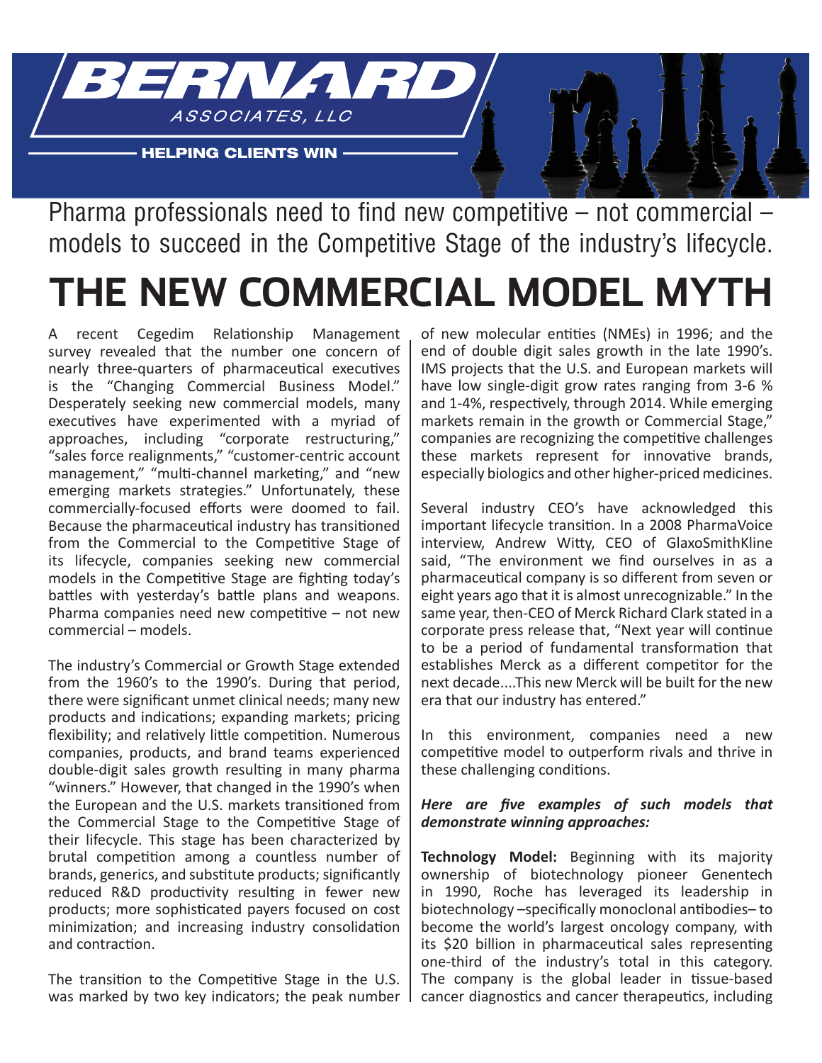# BERNARD

ASSOCIATES, LLC

HELPING CLIENTS WIN

Pharma professionals need to find new competitive – not commercial – models to succeed in the Competitive Stage of the industry's lifecycle.

# THE NEW COMMERCIAL MODEL MYTH

A recent Cegedim Relationship Management survey revealed that the number one concern of nearly three-quarters of pharmaceutical executives is the "Changing Commercial Business Model." Desperately seeking new commercial models, many executives have experimented with a myriad of approaches, including "corporate restructuring," "sales force realignments," "customer-centric account management," "multi-channel marketing," and "new emerging markets strategies." Unfortunately, these commercially-focused efforts were doomed to fail. Because the pharmaceutical industry has transitioned from the Commercial to the Competitive Stage of its lifecycle, companies seeking new commercial models in the Competitive Stage are fighting today's battles with yesterday's battle plans and weapons. Pharma companies need new competitive – not new commercial – models.

The industry's Commercial or Growth Stage extended from the 1960's to the 1990's. During that period, there were significant unmet clinical needs; many new products and indications; expanding markets; pricing flexibility; and relatively little competition. Numerous companies, products, and brand teams experienced double-digit sales growth resulting in many pharma "winners." However, that changed in the 1990's when the European and the U.S. markets transitioned from the Commercial Stage to the Competitive Stage of their lifecycle. This stage has been characterized by brutal competition among a countless number of brands, generics, and substitute products; significantly reduced R&D productivity resulting in fewer new products; more sophisticated payers focused on cost minimization; and increasing industry consolidation and contraction.

The transition to the Competitive Stage in the U.S. was marked by two key indicators; the peak number of new molecular entities (NMEs) in 1996; and the end of double digit sales growth in the late 1990's. IMS projects that the U.S. and European markets will have low single-digit grow rates ranging from 3-6 % and 1-4%, respectively, through 2014. While emerging markets remain in the growth or Commercial Stage," companies are recognizing the competitive challenges these markets represent for innovative brands, especially biologics and other higher-priced medicines.

Several industry CEO's have acknowledged this important lifecycle transition. In a 2008 PharmaVoice interview, Andrew Witty, CEO of GlaxoSmithKline said, "The environment we find ourselves in as a pharmaceutical company is so different from seven or eight years ago that it is almost unrecognizable." In the same year, then-CEO of Merck Richard Clark stated in a corporate press release that, "Next year will continue to be a period of fundamental transformation that establishes Merck as a different competitor for the next decade....This new Merck will be built for the new era that our industry has entered."

In this environment, companies need a new competitive model to outperform rivals and thrive in these challenging conditions.

***Here are five examples of such models that demonstrate winning approaches:***

**Technology Model:** Beginning with its majority ownership of biotechnology pioneer Genentech in 1990, Roche has leveraged its leadership in biotechnology –specifically monoclonal antibodies– to become the world's largest oncology company, with its $20 billion in pharmaceutical sales representing one-third of the industry's total in this category. The company is the global leader in tissue-based cancer diagnostics and cancer therapeutics, including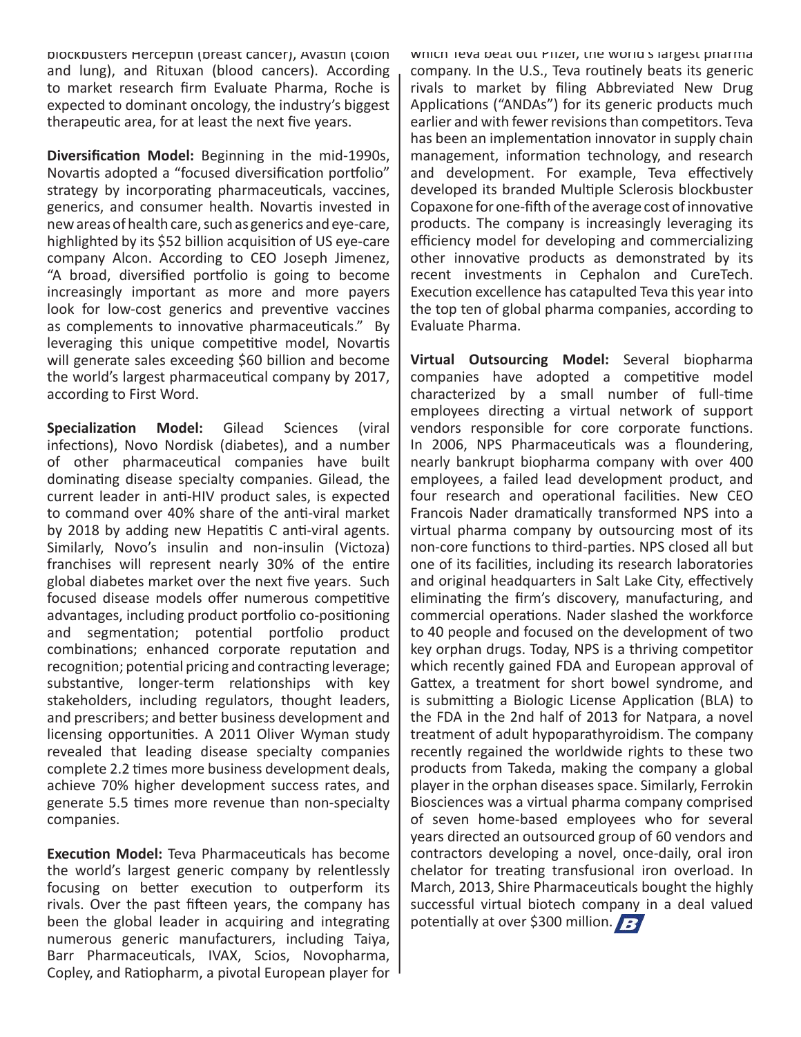blockbusters Herceptin (breast cancer), Avastin (colon and lung), and Rituxan (blood cancers). According to market research firm Evaluate Pharma, Roche is expected to dominant oncology, the industry's biggest therapeutic area, for at least the next five years.

**Diversification Model:** Beginning in the mid-1990s, Novartis adopted a "focused diversification portfolio" strategy by incorporating pharmaceuticals, vaccines, generics, and consumer health. Novartis invested in new areas of health care, such as generics and eye-care, highlighted by its $52 billion acquisition of US eye-care company Alcon. According to CEO Joseph Jimenez, "A broad, diversified portfolio is going to become increasingly important as more and more payers look for low-cost generics and preventive vaccines as complements to innovative pharmaceuticals." By leveraging this unique competitive model, Novartis will generate sales exceeding $60 billion and become the world's largest pharmaceutical company by 2017, according to First Word.

**Specialization Model:** Gilead Sciences (viral infections), Novo Nordisk (diabetes), and a number of other pharmaceutical companies have built dominating disease specialty companies. Gilead, the current leader in anti-HIV product sales, is expected to command over 40% share of the anti-viral market by 2018 by adding new Hepatitis C anti-viral agents. Similarly, Novo's insulin and non-insulin (Victoza) franchises will represent nearly 30% of the entire global diabetes market over the next five years. Such focused disease models offer numerous competitive advantages, including product portfolio co-positioning and segmentation; potential portfolio product combinations; enhanced corporate reputation and recognition; potential pricing and contracting leverage; substantive, longer-term relationships with key stakeholders, including regulators, thought leaders, and prescribers; and better business development and licensing opportunities. A 2011 Oliver Wyman study revealed that leading disease specialty companies complete 2.2 times more business development deals, achieve 70% higher development success rates, and generate 5.5 times more revenue than non-specialty companies.

**Execution Model:** Teva Pharmaceuticals has become the world's largest generic company by relentlessly focusing on better execution to outperform its rivals. Over the past fifteen years, the company has been the global leader in acquiring and integrating numerous generic manufacturers, including Taiya, Barr Pharmaceuticals, IVAX, Scios, Novopharma, Copley, and Ratiopharm, a pivotal European player for which Teva beat out Pfizer, the world's largest pharma company. In the U.S., Teva routinely beats its generic rivals to market by filing Abbreviated New Drug Applications ("ANDAs") for its generic products much earlier and with fewer revisions than competitors. Teva has been an implementation innovator in supply chain management, information technology, and research and development. For example, Teva effectively developed its branded Multiple Sclerosis blockbuster Copaxone for one-fifth of the average cost of innovative products. The company is increasingly leveraging its efficiency model for developing and commercializing other innovative products as demonstrated by its recent investments in Cephalon and CureTech. Execution excellence has catapulted Teva this year into the top ten of global pharma companies, according to Evaluate Pharma.

**Virtual Outsourcing Model:** Several biopharma companies have adopted a competitive model characterized by a small number of full-time employees directing a virtual network of support vendors responsible for core corporate functions. In 2006, NPS Pharmaceuticals was a floundering, nearly bankrupt biopharma company with over 400 employees, a failed lead development product, and four research and operational facilities. New CEO Francois Nader dramatically transformed NPS into a virtual pharma company by outsourcing most of its non-core functions to third-parties. NPS closed all but one of its facilities, including its research laboratories and original headquarters in Salt Lake City, effectively eliminating the firm's discovery, manufacturing, and commercial operations. Nader slashed the workforce to 40 people and focused on the development of two key orphan drugs. Today, NPS is a thriving competitor which recently gained FDA and European approval of Gattex, a treatment for short bowel syndrome, and is submitting a Biologic License Application (BLA) to the FDA in the 2nd half of 2013 for Natpara, a novel treatment of adult hypoparathyroidism. The company recently regained the worldwide rights to these two products from Takeda, making the company a global player in the orphan diseases space. Similarly, Ferrokin Biosciences was a virtual pharma company comprised of seven home-based employees who for several years directed an outsourced group of 60 vendors and contractors developing a novel, once-daily, oral iron chelator for treating transfusional iron overload. In March, 2013, Shire Pharmaceuticals bought the highly successful virtual biotech company in a deal valued potentially at over $300 million.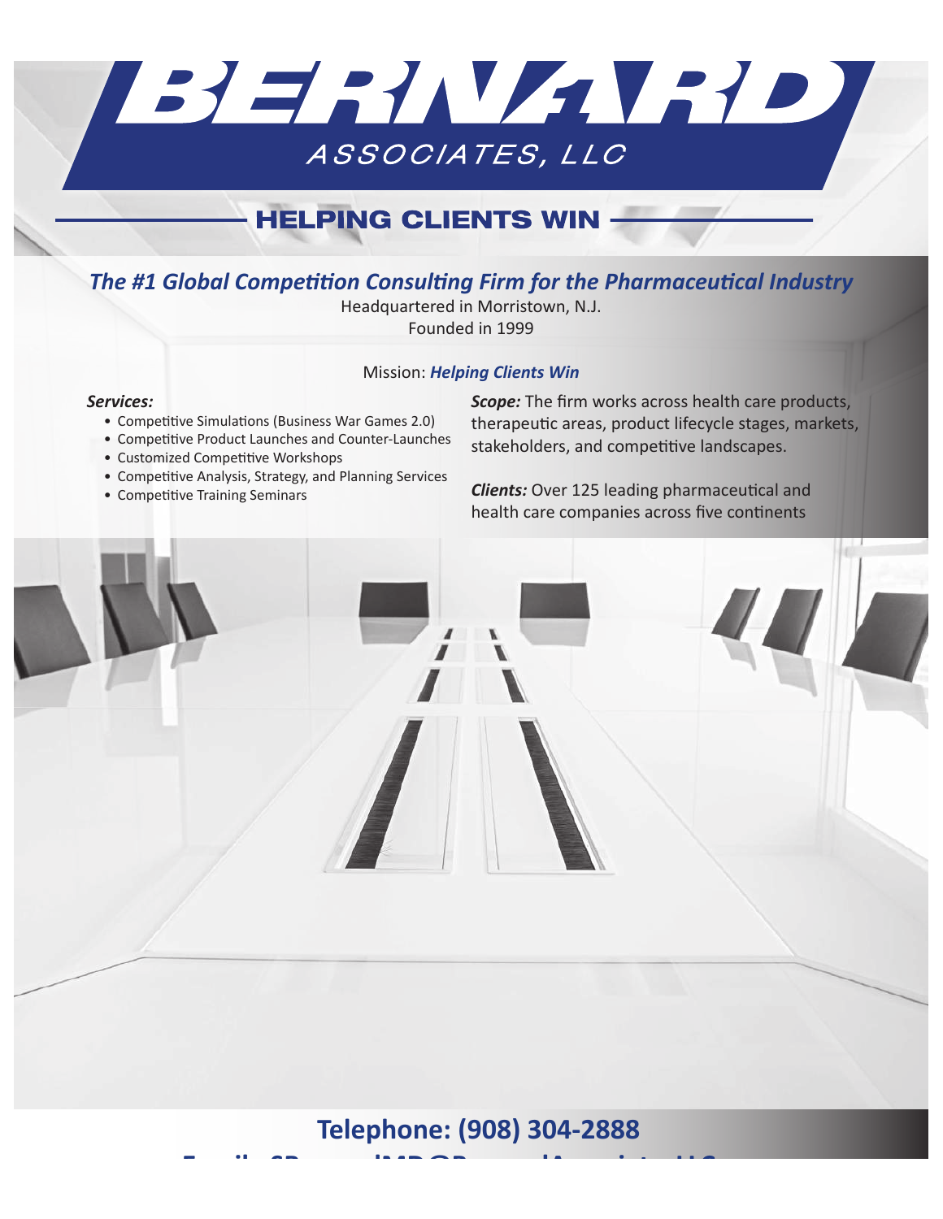# BERNARD

ASSOCIATES, LLC

## HELPING CLIENTS WIN

***The #1 Global Competition Consulting Firm for the Pharmaceutical Industry***

Headquartered in Morristown, N.J.

Founded in 1999

Mission: ***Helping Clients Win***

***Services:***

- Competitive Simulations (Business War Games 2.0)
- Competitive Product Launches and Counter-Launches
- Customized Competitive Workshops
- Competitive Analysis, Strategy, and Planning Services
- Competitive Training Seminars

***Scope:*** The firm works across health care products, therapeutic areas, product lifecycle stages, markets, stakeholders, and competitive landscapes.

***Clients:*** Over 125 leading pharmaceutical and health care companies across five continents

**Telephone: (908) 304-2888**